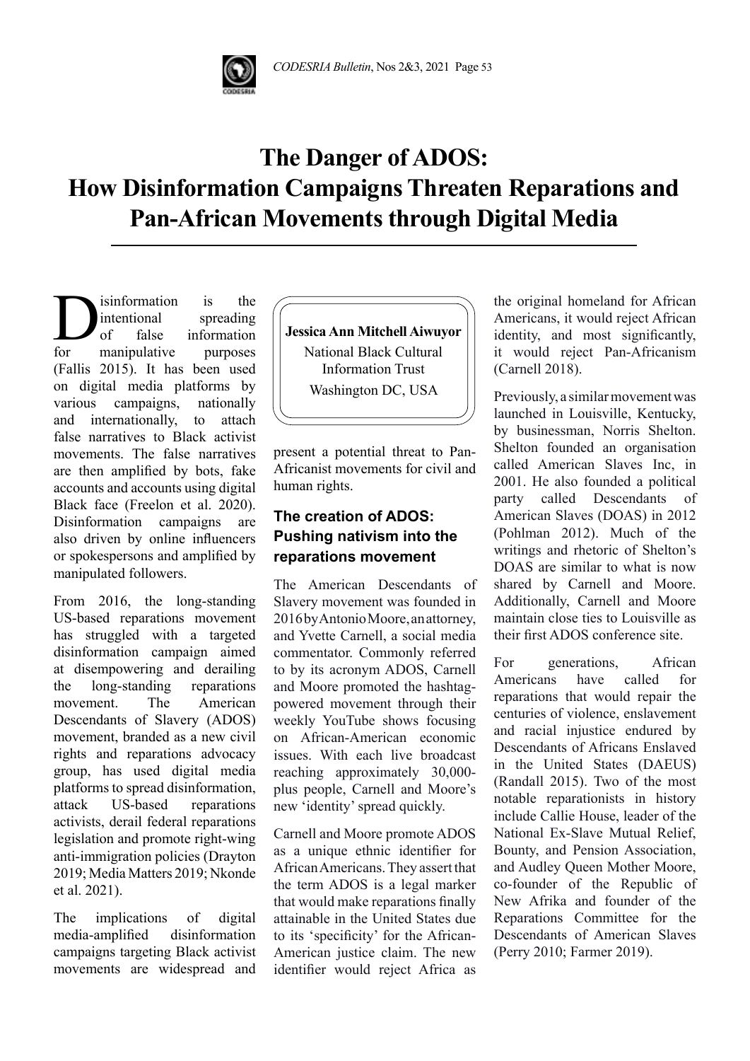# The Danger of ADOS: How Disinformation Campaigns Threaten Reparations and Pan-African Movements through Digital Media

**Jessica Ann Mitchell Aiwuyor**
National Black Cultural Information Trust
Washington DC, USA

Disinformation is the intentional spreading of false information for manipulative purposes (Fallis 2015). It has been used on digital media platforms by various campaigns, nationally and internationally, to attach false narratives to Black activist movements. The false narratives are then amplified by bots, fake accounts and accounts using digital Black face (Freelon et al. 2020). Disinformation campaigns are also driven by online influencers or spokespersons and amplified by manipulated followers.

From 2016, the long-standing US-based reparations movement has struggled with a targeted disinformation campaign aimed at disempowering and derailing the long-standing reparations movement. The American Descendants of Slavery (ADOS) movement, branded as a new civil rights and reparations advocacy group, has used digital media platforms to spread disinformation, attack US-based reparations activists, derail federal reparations legislation and promote right-wing anti-immigration policies (Drayton 2019; Media Matters 2019; Nkonde et al. 2021).

The implications of digital media-amplified disinformation campaigns targeting Black activist movements are widespread and present a potential threat to Pan-Africanist movements for civil and human rights.

## The creation of ADOS: Pushing nativism into the reparations movement

The American Descendants of Slavery movement was founded in 2016 by Antonio Moore, an attorney, and Yvette Carnell, a social media commentator. Commonly referred to by its acronym ADOS, Carnell and Moore promoted the hashtag-powered movement through their weekly YouTube shows focusing on African-American economic issues. With each live broadcast reaching approximately 30,000-plus people, Carnell and Moore's new 'identity' spread quickly.

Carnell and Moore promote ADOS as a unique ethnic identifier for African Americans. They assert that the term ADOS is a legal marker that would make reparations finally attainable in the United States due to its 'specificity' for the African-American justice claim. The new identifier would reject Africa as the original homeland for African Americans, it would reject African identity, and most significantly, it would reject Pan-Africanism (Carnell 2018).

Previously, a similar movement was launched in Louisville, Kentucky, by businessman, Norris Shelton. Shelton founded an organisation called American Slaves Inc, in 2001. He also founded a political party called Descendants of American Slaves (DOAS) in 2012 (Pohlman 2012). Much of the writings and rhetoric of Shelton's DOAS are similar to what is now shared by Carnell and Moore. Additionally, Carnell and Moore maintain close ties to Louisville as their first ADOS conference site.

For generations, African Americans have called for reparations that would repair the centuries of violence, enslavement and racial injustice endured by Descendants of Africans Enslaved in the United States (DAEUS) (Randall 2015). Two of the most notable reparationists in history include Callie House, leader of the National Ex-Slave Mutual Relief, Bounty, and Pension Association, and Audley Queen Mother Moore, co-founder of the Republic of New Afrika and founder of the Reparations Committee for the Descendants of American Slaves (Perry 2010; Farmer 2019).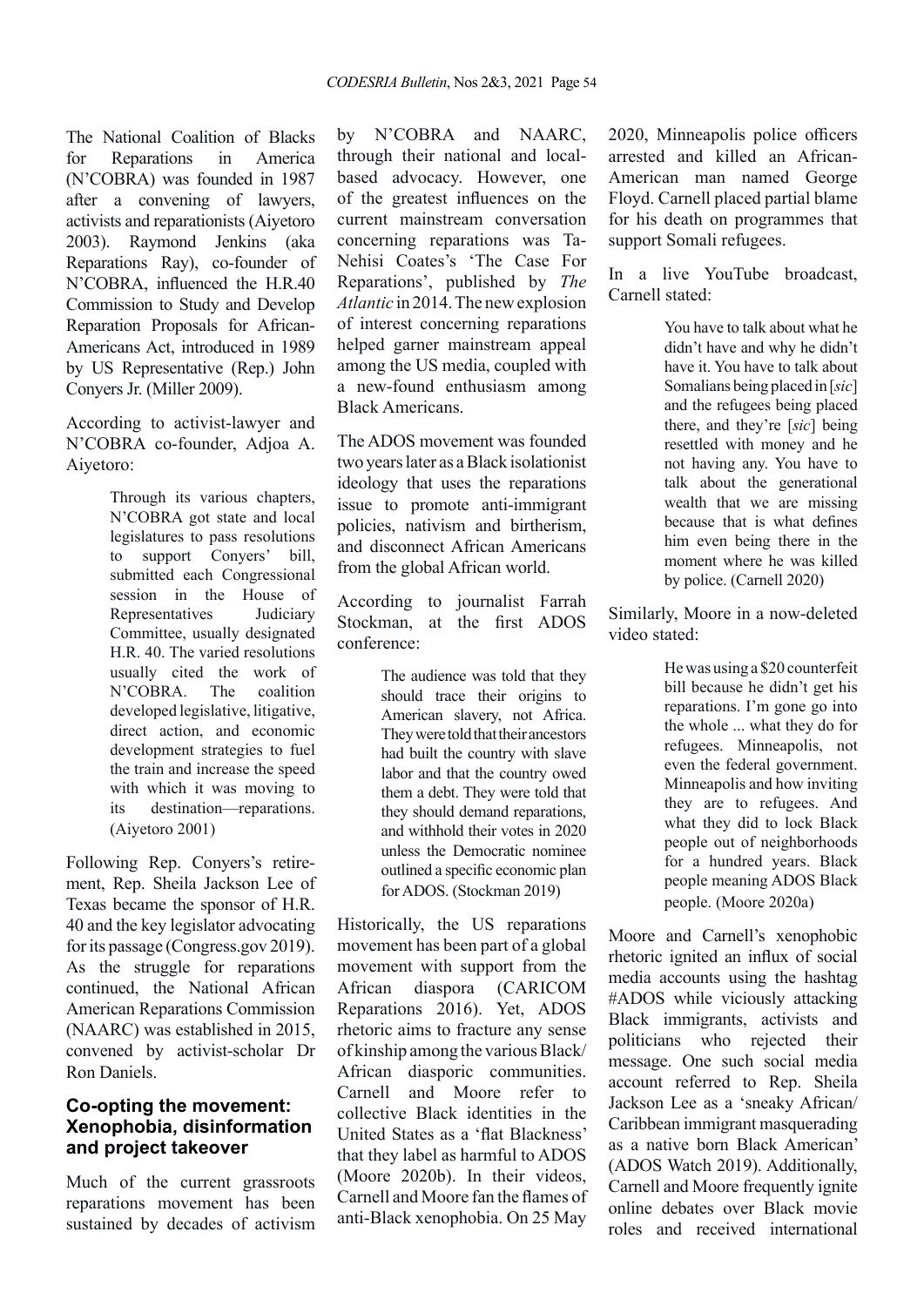The National Coalition of Blacks for Reparations in America (N'COBRA) was founded in 1987 after a convening of lawyers, activists and reparationists (Aiyetoro 2003). Raymond Jenkins (aka Reparations Ray), co-founder of N'COBRA, influenced the H.R.40 Commission to Study and Develop Reparation Proposals for African-Americans Act, introduced in 1989 by US Representative (Rep.) John Conyers Jr. (Miller 2009).

According to activist-lawyer and N'COBRA co-founder, Adjoa A. Aiyetoro:

> Through its various chapters, N'COBRA got state and local legislatures to pass resolutions to support Conyers' bill, submitted each Congressional session in the House of Representatives Judiciary Committee, usually designated H.R. 40. The varied resolutions usually cited the work of N'COBRA. The coalition developed legislative, litigative, direct action, and economic development strategies to fuel the train and increase the speed with which it was moving to its destination—reparations. (Aiyetoro 2001)

Following Rep. Conyers's retirement, Rep. Sheila Jackson Lee of Texas became the sponsor of H.R. 40 and the key legislator advocating for its passage (Congress.gov 2019). As the struggle for reparations continued, the National African American Reparations Commission (NAARC) was established in 2015, convened by activist-scholar Dr Ron Daniels.

## Co-opting the movement: Xenophobia, disinformation and project takeover

Much of the current grassroots reparations movement has been sustained by decades of activism by N'COBRA and NAARC, through their national and local-based advocacy. However, one of the greatest influences on the current mainstream conversation concerning reparations was Ta-Nehisi Coates's 'The Case For Reparations', published by *The Atlantic* in 2014. The new explosion of interest concerning reparations helped garner mainstream appeal among the US media, coupled with a new-found enthusiasm among Black Americans.

The ADOS movement was founded two years later as a Black isolationist ideology that uses the reparations issue to promote anti-immigrant policies, nativism and birtherism, and disconnect African Americans from the global African world.

According to journalist Farrah Stockman, at the first ADOS conference:

> The audience was told that they should trace their origins to American slavery, not Africa. They were told that their ancestors had built the country with slave labor and that the country owed them a debt. They were told that they should demand reparations, and withhold their votes in 2020 unless the Democratic nominee outlined a specific economic plan for ADOS. (Stockman 2019)

Historically, the US reparations movement has been part of a global movement with support from the African diaspora (CARICOM Reparations 2016). Yet, ADOS rhetoric aims to fracture any sense of kinship among the various Black/African diasporic communities. Carnell and Moore refer to collective Black identities in the United States as a 'flat Blackness' that they label as harmful to ADOS (Moore 2020b). In their videos, Carnell and Moore fan the flames of anti-Black xenophobia. On 25 May 2020, Minneapolis police officers arrested and killed an African-American man named George Floyd. Carnell placed partial blame for his death on programmes that support Somali refugees.

In a live YouTube broadcast, Carnell stated:

> You have to talk about what he didn't have and why he didn't have it. You have to talk about Somalians being placed in [*sic*] and the refugees being placed there, and they're [*sic*] being resettled with money and he not having any. You have to talk about the generational wealth that we are missing because that is what defines him even being there in the moment where he was killed by police. (Carnell 2020)

Similarly, Moore in a now-deleted video stated:

> He was using a $20 counterfeit bill because he didn't get his reparations. I'm gone go into the whole ... what they do for refugees. Minneapolis, not even the federal government. Minneapolis and how inviting they are to refugees. And what they did to lock Black people out of neighborhoods for a hundred years. Black people meaning ADOS Black people. (Moore 2020a)

Moore and Carnell's xenophobic rhetoric ignited an influx of social media accounts using the hashtag #ADOS while viciously attacking Black immigrants, activists and politicians who rejected their message. One such social media account referred to Rep. Sheila Jackson Lee as a 'sneaky African/Caribbean immigrant masquerading as a native born Black American' (ADOS Watch 2019). Additionally, Carnell and Moore frequently ignite online debates over Black movie roles and received international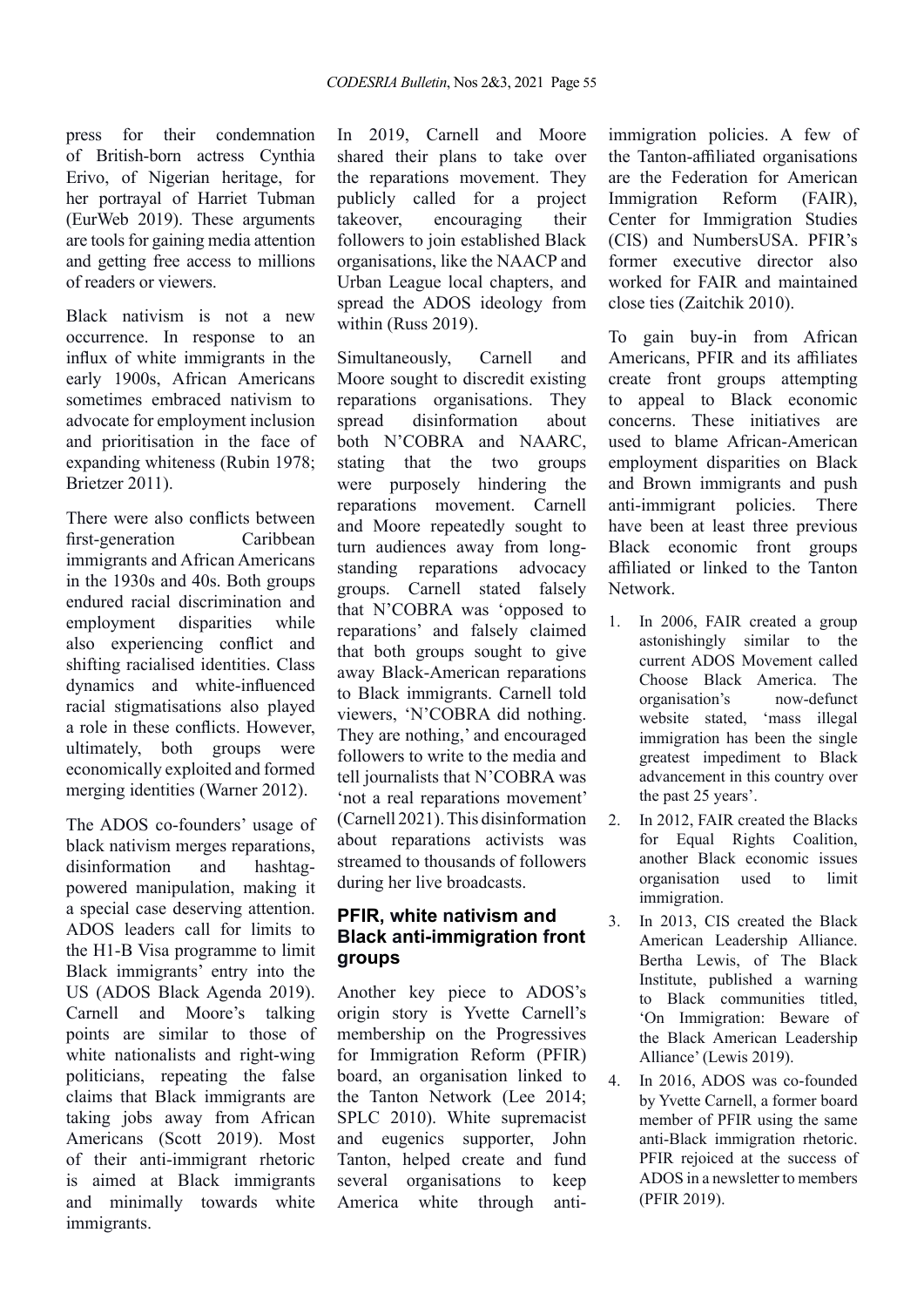press for their condemnation of British-born actress Cynthia Erivo, of Nigerian heritage, for her portrayal of Harriet Tubman (EurWeb 2019). These arguments are tools for gaining media attention and getting free access to millions of readers or viewers.

Black nativism is not a new occurrence. In response to an influx of white immigrants in the early 1900s, African Americans sometimes embraced nativism to advocate for employment inclusion and prioritisation in the face of expanding whiteness (Rubin 1978; Brietzer 2011).

There were also conflicts between first-generation Caribbean immigrants and African Americans in the 1930s and 40s. Both groups endured racial discrimination and employment disparities while also experiencing conflict and shifting racialised identities. Class dynamics and white-influenced racial stigmatisations also played a role in these conflicts. However, ultimately, both groups were economically exploited and formed merging identities (Warner 2012).

The ADOS co-founders' usage of black nativism merges reparations, disinformation and hashtag-powered manipulation, making it a special case deserving attention. ADOS leaders call for limits to the H1-B Visa programme to limit Black immigrants' entry into the US (ADOS Black Agenda 2019). Carnell and Moore's talking points are similar to those of white nationalists and right-wing politicians, repeating the false claims that Black immigrants are taking jobs away from African Americans (Scott 2019). Most of their anti-immigrant rhetoric is aimed at Black immigrants and minimally towards white immigrants.

In 2019, Carnell and Moore shared their plans to take over the reparations movement. They publicly called for a project takeover, encouraging their followers to join established Black organisations, like the NAACP and Urban League local chapters, and spread the ADOS ideology from within (Russ 2019).

Simultaneously, Carnell and Moore sought to discredit existing reparations organisations. They spread disinformation about both N'COBRA and NAARC, stating that the two groups were purposely hindering the reparations movement. Carnell and Moore repeatedly sought to turn audiences away from long-standing reparations advocacy groups. Carnell stated falsely that N'COBRA was 'opposed to reparations' and falsely claimed that both groups sought to give away Black-American reparations to Black immigrants. Carnell told viewers, 'N'COBRA did nothing. They are nothing,' and encouraged followers to write to the media and tell journalists that N'COBRA was 'not a real reparations movement' (Carnell 2021). This disinformation about reparations activists was streamed to thousands of followers during her live broadcasts.

## PFIR, white nativism and Black anti-immigration front groups

Another key piece to ADOS's origin story is Yvette Carnell's membership on the Progressives for Immigration Reform (PFIR) board, an organisation linked to the Tanton Network (Lee 2014; SPLC 2010). White supremacist and eugenics supporter, John Tanton, helped create and fund several organisations to keep America white through anti-immigration policies. A few of the Tanton-affiliated organisations are the Federation for American Immigration Reform (FAIR), Center for Immigration Studies (CIS) and NumbersUSA. PFIR's former executive director also worked for FAIR and maintained close ties (Zaitchik 2010).

To gain buy-in from African Americans, PFIR and its affiliates create front groups attempting to appeal to Black economic concerns. These initiatives are used to blame African-American employment disparities on Black and Brown immigrants and push anti-immigrant policies. There have been at least three previous Black economic front groups affiliated or linked to the Tanton Network.

1. In 2006, FAIR created a group astonishingly similar to the current ADOS Movement called Choose Black America. The organisation's now-defunct website stated, 'mass illegal immigration has been the single greatest impediment to Black advancement in this country over the past 25 years'.
2. In 2012, FAIR created the Blacks for Equal Rights Coalition, another Black economic issues organisation used to limit immigration.
3. In 2013, CIS created the Black American Leadership Alliance. Bertha Lewis, of The Black Institute, published a warning to Black communities titled, 'On Immigration: Beware of the Black American Leadership Alliance' (Lewis 2019).
4. In 2016, ADOS was co-founded by Yvette Carnell, a former board member of PFIR using the same anti-Black immigration rhetoric. PFIR rejoiced at the success of ADOS in a newsletter to members (PFIR 2019).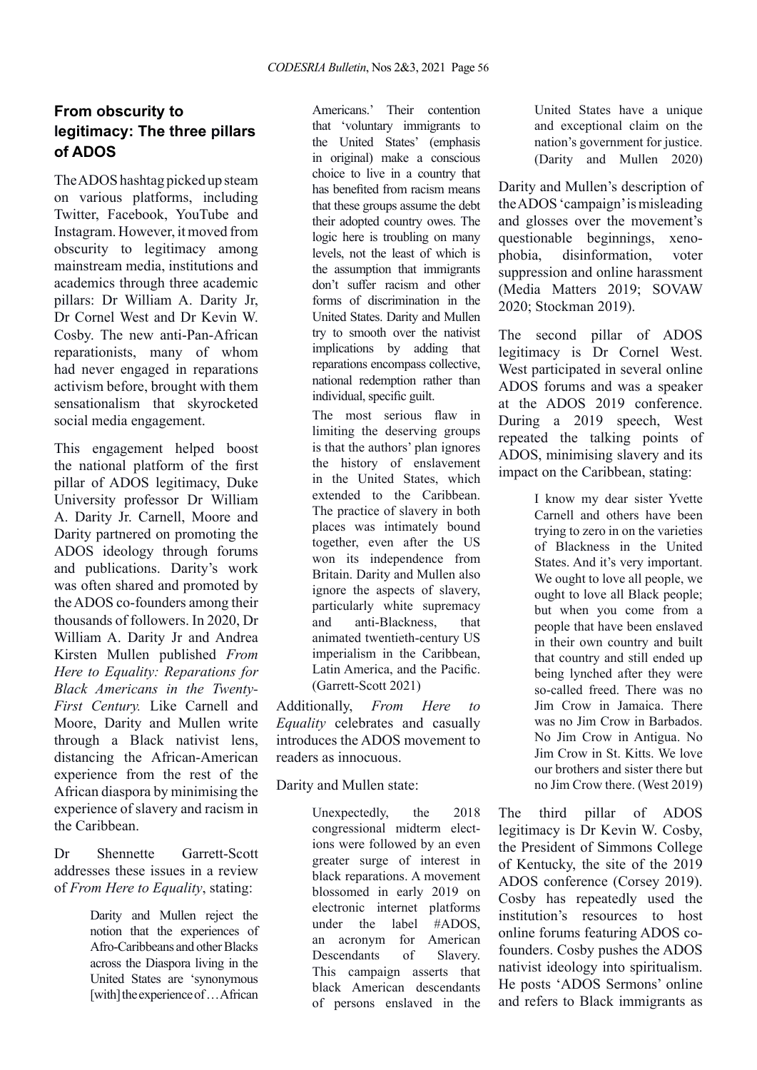## From obscurity to legitimacy: The three pillars of ADOS

The ADOS hashtag picked up steam on various platforms, including Twitter, Facebook, YouTube and Instagram. However, it moved from obscurity to legitimacy among mainstream media, institutions and academics through three academic pillars: Dr William A. Darity Jr, Dr Cornel West and Dr Kevin W. Cosby. The new anti-Pan-African reparationists, many of whom had never engaged in reparations activism before, brought with them sensationalism that skyrocketed social media engagement.

This engagement helped boost the national platform of the first pillar of ADOS legitimacy, Duke University professor Dr William A. Darity Jr. Carnell, Moore and Darity partnered on promoting the ADOS ideology through forums and publications. Darity's work was often shared and promoted by the ADOS co-founders among their thousands of followers. In 2020, Dr William A. Darity Jr and Andrea Kirsten Mullen published *From Here to Equality: Reparations for Black Americans in the Twenty-First Century.* Like Carnell and Moore, Darity and Mullen write through a Black nativist lens, distancing the African-American experience from the rest of the African diaspora by minimising the experience of slavery and racism in the Caribbean.

Dr Shennette Garrett-Scott addresses these issues in a review of *From Here to Equality*, stating:

> Darity and Mullen reject the notion that the experiences of Afro-Caribbeans and other Blacks across the Diaspora living in the United States are 'synonymous [with] the experience of … African Americans.' Their contention that 'voluntary immigrants to the United States' (emphasis in original) make a conscious choice to live in a country that has benefited from racism means that these groups assume the debt their adopted country owes. The logic here is troubling on many levels, not the least of which is the assumption that immigrants don't suffer racism and other forms of discrimination in the United States. Darity and Mullen try to smooth over the nativist implications by adding that reparations encompass collective, national redemption rather than individual, specific guilt.
>
> The most serious flaw in limiting the deserving groups is that the authors' plan ignores the history of enslavement in the United States, which extended to the Caribbean. The practice of slavery in both places was intimately bound together, even after the US won its independence from Britain. Darity and Mullen also ignore the aspects of slavery, particularly white supremacy and anti-Blackness, that animated twentieth-century US imperialism in the Caribbean, Latin America, and the Pacific. (Garrett-Scott 2021)

Additionally, *From Here to Equality* celebrates and casually introduces the ADOS movement to readers as innocuous.

Darity and Mullen state:

> Unexpectedly, the 2018 congressional midterm elections were followed by an even greater surge of interest in black reparations. A movement blossomed in early 2019 on electronic internet platforms under the label #ADOS, an acronym for American Descendants of Slavery. This campaign asserts that black American descendants of persons enslaved in the United States have a unique and exceptional claim on the nation's government for justice. (Darity and Mullen 2020)

Darity and Mullen's description of the ADOS 'campaign' is misleading and glosses over the movement's questionable beginnings, xenophobia, disinformation, voter suppression and online harassment (Media Matters 2019; SOVAW 2020; Stockman 2019).

The second pillar of ADOS legitimacy is Dr Cornel West. West participated in several online ADOS forums and was a speaker at the ADOS 2019 conference. During a 2019 speech, West repeated the talking points of ADOS, minimising slavery and its impact on the Caribbean, stating:

> I know my dear sister Yvette Carnell and others have been trying to zero in on the varieties of Blackness in the United States. And it's very important. We ought to love all people, we ought to love all Black people; but when you come from a people that have been enslaved in their own country and built that country and still ended up being lynched after they were so-called freed. There was no Jim Crow in Jamaica. There was no Jim Crow in Barbados. No Jim Crow in Antigua. No Jim Crow in St. Kitts. We love our brothers and sister there but no Jim Crow there. (West 2019)

The third pillar of ADOS legitimacy is Dr Kevin W. Cosby, the President of Simmons College of Kentucky, the site of the 2019 ADOS conference (Corsey 2019). Cosby has repeatedly used the institution's resources to host online forums featuring ADOS co-founders. Cosby pushes the ADOS nativist ideology into spiritualism. He posts 'ADOS Sermons' online and refers to Black immigrants as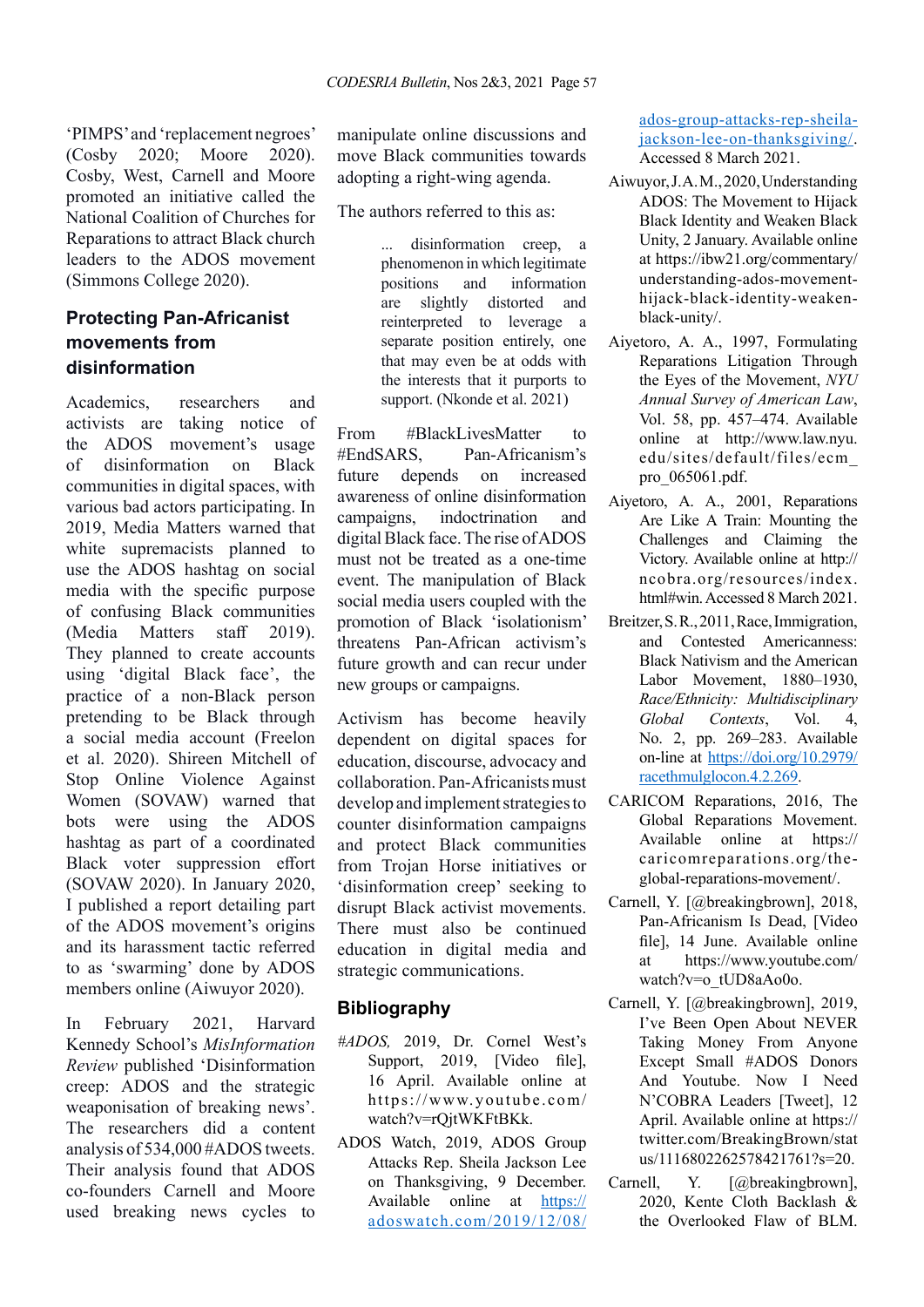'PIMPS' and 'replacement negroes' (Cosby 2020; Moore 2020). Cosby, West, Carnell and Moore promoted an initiative called the National Coalition of Churches for Reparations to attract Black church leaders to the ADOS movement (Simmons College 2020).

## Protecting Pan-Africanist movements from disinformation

Academics, researchers and activists are taking notice of the ADOS movement's usage of disinformation on Black communities in digital spaces, with various bad actors participating. In 2019, Media Matters warned that white supremacists planned to use the ADOS hashtag on social media with the specific purpose of confusing Black communities (Media Matters staff 2019). They planned to create accounts using 'digital Black face', the practice of a non-Black person pretending to be Black through a social media account (Freelon et al. 2020). Shireen Mitchell of Stop Online Violence Against Women (SOVAW) warned that bots were using the ADOS hashtag as part of a coordinated Black voter suppression effort (SOVAW 2020). In January 2020, I published a report detailing part of the ADOS movement's origins and its harassment tactic referred to as 'swarming' done by ADOS members online (Aiwuyor 2020).

In February 2021, Harvard Kennedy School's *MisInformation Review* published 'Disinformation creep: ADOS and the strategic weaponisation of breaking news'. The researchers did a content analysis of 534,000 #ADOS tweets. Their analysis found that ADOS co-founders Carnell and Moore used breaking news cycles to manipulate online discussions and move Black communities towards adopting a right-wing agenda.

The authors referred to this as:

> ... disinformation creep, a phenomenon in which legitimate positions and information are slightly distorted and reinterpreted to leverage a separate position entirely, one that may even be at odds with the interests that it purports to support. (Nkonde et al. 2021)

From #BlackLivesMatter to #EndSARS, Pan-Africanism's future depends on increased awareness of online disinformation campaigns, indoctrination and digital Black face. The rise of ADOS must not be treated as a one-time event. The manipulation of Black social media users coupled with the promotion of Black 'isolationism' threatens Pan-African activism's future growth and can recur under new groups or campaigns.

Activism has become heavily dependent on digital spaces for education, discourse, advocacy and collaboration. Pan-Africanists must develop and implement strategies to counter disinformation campaigns and protect Black communities from Trojan Horse initiatives or 'disinformation creep' seeking to disrupt Black activist movements. There must also be continued education in digital media and strategic communications.

## Bibliography

*#ADOS,* 2019, Dr. Cornel West's Support, 2019, [Video file], 16 April. Available online at https://www.youtube.com/watch?v=rQjtWKFtBKk.

ADOS Watch, 2019, ADOS Group Attacks Rep. Sheila Jackson Lee on Thanksgiving, 9 December. Available online at https://adoswatch.com/2019/12/08/ados-group-attacks-rep-sheila-jackson-lee-on-thanksgiving/. Accessed 8 March 2021.

Aiwuyor, J.A.M., 2020, Understanding ADOS: The Movement to Hijack Black Identity and Weaken Black Unity, 2 January. Available online at https://ibw21.org/commentary/understanding-ados-movement-hijack-black-identity-weaken-black-unity/.

Aiyetoro, A. A., 1997, Formulating Reparations Litigation Through the Eyes of the Movement, *NYU Annual Survey of American Law*, Vol. 58, pp. 457–474. Available online at http://www.law.nyu.edu/sites/default/files/ecm_pro_065061.pdf.

Aiyetoro, A. A., 2001, Reparations Are Like A Train: Mounting the Challenges and Claiming the Victory. Available online at http://ncobra.org/resources/index.html#win. Accessed 8 March 2021.

Breitzer, S. R., 2011, Race, Immigration, and Contested Americanness: Black Nativism and the American Labor Movement, 1880–1930, *Race/Ethnicity: Multidisciplinary Global Contexts*, Vol. 4, No. 2, pp. 269–283. Available on-line at https://doi.org/10.2979/racethmulglocon.4.2.269.

CARICOM Reparations, 2016, The Global Reparations Movement. Available online at https://caricomreparations.org/the-global-reparations-movement/.

Carnell, Y. [@breakingbrown], 2018, Pan-Africanism Is Dead, [Video file], 14 June. Available online at https://www.youtube.com/watch?v=o_tUD8aAo0o.

Carnell, Y. [@breakingbrown], 2019, I've Been Open About NEVER Taking Money From Anyone Except Small #ADOS Donors And Youtube. Now I Need N'COBRA Leaders [Tweet], 12 April. Available online at https://twitter.com/BreakingBrown/status/1116802262578421761?s=20.

Carnell, Y. [@breakingbrown], 2020, Kente Cloth Backlash & the Overlooked Flaw of BLM.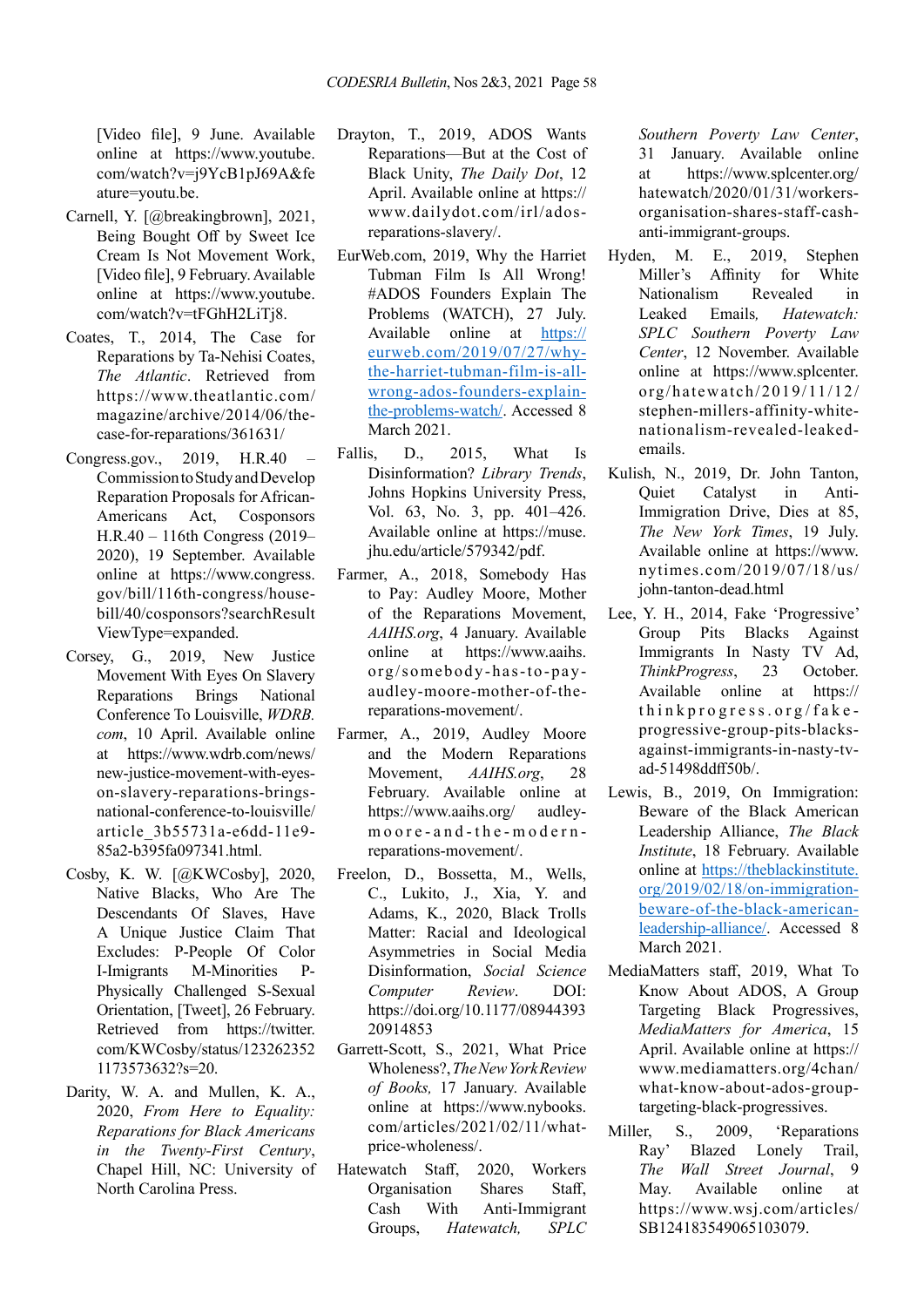[Video file], 9 June. Available online at https://www.youtube.com/watch?v=j9YcB1pJ69A&feature=youtu.be.

Carnell, Y. [@breakingbrown], 2021, Being Bought Off by Sweet Ice Cream Is Not Movement Work, [Video file], 9 February. Available online at https://www.youtube.com/watch?v=tFGhH2LiTj8.

Coates, T., 2014, The Case for Reparations by Ta-Nehisi Coates, *The Atlantic*. Retrieved from https://www.theatlantic.com/magazine/archive/2014/06/the-case-for-reparations/361631/

Congress.gov., 2019, H.R.40 – Commission to Study and Develop Reparation Proposals for African-Americans Act, Cosponsors H.R.40 – 116th Congress (2019–2020), 19 September. Available online at https://www.congress.gov/bill/116th-congress/house-bill/40/cosponsors?searchResultViewType=expanded.

Corsey, G., 2019, New Justice Movement With Eyes On Slavery Reparations Brings National Conference To Louisville, *WDRB.com*, 10 April. Available online at https://www.wdrb.com/news/new-justice-movement-with-eyes-on-slavery-reparations-brings-national-conference-to-louisville/article_3b55731a-e6dd-11e9-85a2-b395fa097341.html.

Cosby, K. W. [@KWCosby], 2020, Native Blacks, Who Are The Descendants Of Slaves, Have A Unique Justice Claim That Excludes: P-People Of Color I-Imigrants M-Minorities P-Physically Challenged S-Sexual Orientation, [Tweet], 26 February. Retrieved from https://twitter.com/KWCosby/status/1232621173573632?s=20.

Darity, W. A. and Mullen, K. A., 2020, *From Here to Equality: Reparations for Black Americans in the Twenty-First Century*, Chapel Hill, NC: University of North Carolina Press.

Drayton, T., 2019, ADOS Wants Reparations—But at the Cost of Black Unity, *The Daily Dot*, 12 April. Available online at https://www.dailydot.com/irl/ados-reparations-slavery/.

EurWeb.com, 2019, Why the Harriet Tubman Film Is All Wrong! #ADOS Founders Explain The Problems (WATCH), 27 July. Available online at https://eurweb.com/2019/07/27/why-the-harriet-tubman-film-is-all-wrong-ados-founders-explain-the-problems-watch/. Accessed 8 March 2021.

Fallis, D., 2015, What Is Disinformation? *Library Trends*, Johns Hopkins University Press, Vol. 63, No. 3, pp. 401–426. Available online at https://muse.jhu.edu/article/579342/pdf.

Farmer, A., 2018, Somebody Has to Pay: Audley Moore, Mother of the Reparations Movement, *AAIHS.org*, 4 January. Available online at https://www.aaihs.org/somebody-has-to-pay-audley-moore-mother-of-the-reparations-movement/.

Farmer, A., 2019, Audley Moore and the Modern Reparations Movement, *AAIHS.org*, 28 February. Available online at https://www.aaihs.org/audley-moore-and-the-modern-reparations-movement/.

Freelon, D., Bossetta, M., Wells, C., Lukito, J., Xia, Y. and Adams, K., 2020, Black Trolls Matter: Racial and Ideological Asymmetries in Social Media Disinformation, *Social Science Computer Review*. DOI: https://doi.org/10.1177/0894439320914853

Garrett-Scott, S., 2021, What Price Wholeness?, *The New York Review of Books,* 17 January. Available online at https://www.nybooks.com/articles/2021/02/11/what-price-wholeness/.

Hatewatch Staff, 2020, Workers Organisation Shares Staff, Cash With Anti-Immigrant Groups, *Hatewatch, SPLC Southern Poverty Law Center*, 31 January. Available online at https://www.splcenter.org/hatewatch/2020/01/31/workers-organisation-shares-staff-cash-anti-immigrant-groups.

Hyden, M. E., 2019, Stephen Miller's Affinity for White Nationalism Revealed in Leaked Emails*, Hatewatch: SPLC Southern Poverty Law Center*, 12 November. Available online at https://www.splcenter.org/hatewatch/2019/11/12/stephen-millers-affinity-white-nationalism-revealed-leaked-emails.

Kulish, N., 2019, Dr. John Tanton, Quiet Catalyst in Anti-Immigration Drive, Dies at 85, *The New York Times*, 19 July. Available online at https://www.nytimes.com/2019/07/18/us/john-tanton-dead.html

Lee, Y. H., 2014, Fake 'Progressive' Group Pits Blacks Against Immigrants In Nasty TV Ad, *ThinkProgress*, 23 October. Available online at https://thinkprogress.org/fake-progressive-group-pits-blacks-against-immigrants-in-nasty-tv-ad-51498ddff50b/.

Lewis, B., 2019, On Immigration: Beware of the Black American Leadership Alliance, *The Black Institute*, 18 February. Available online at https://theblackinstitute.org/2019/02/18/on-immigration-beware-of-the-black-american-leadership-alliance/. Accessed 8 March 2021.

MediaMatters staff, 2019, What To Know About ADOS, A Group Targeting Black Progressives, *MediaMatters for America*, 15 April. Available online at https://www.mediamatters.org/4chan/what-know-about-ados-group-targeting-black-progressives.

Miller, S., 2009, 'Reparations Ray' Blazed Lonely Trail, *The Wall Street Journal*, 9 May. Available online at https://www.wsj.com/articles/SB124183549065103079.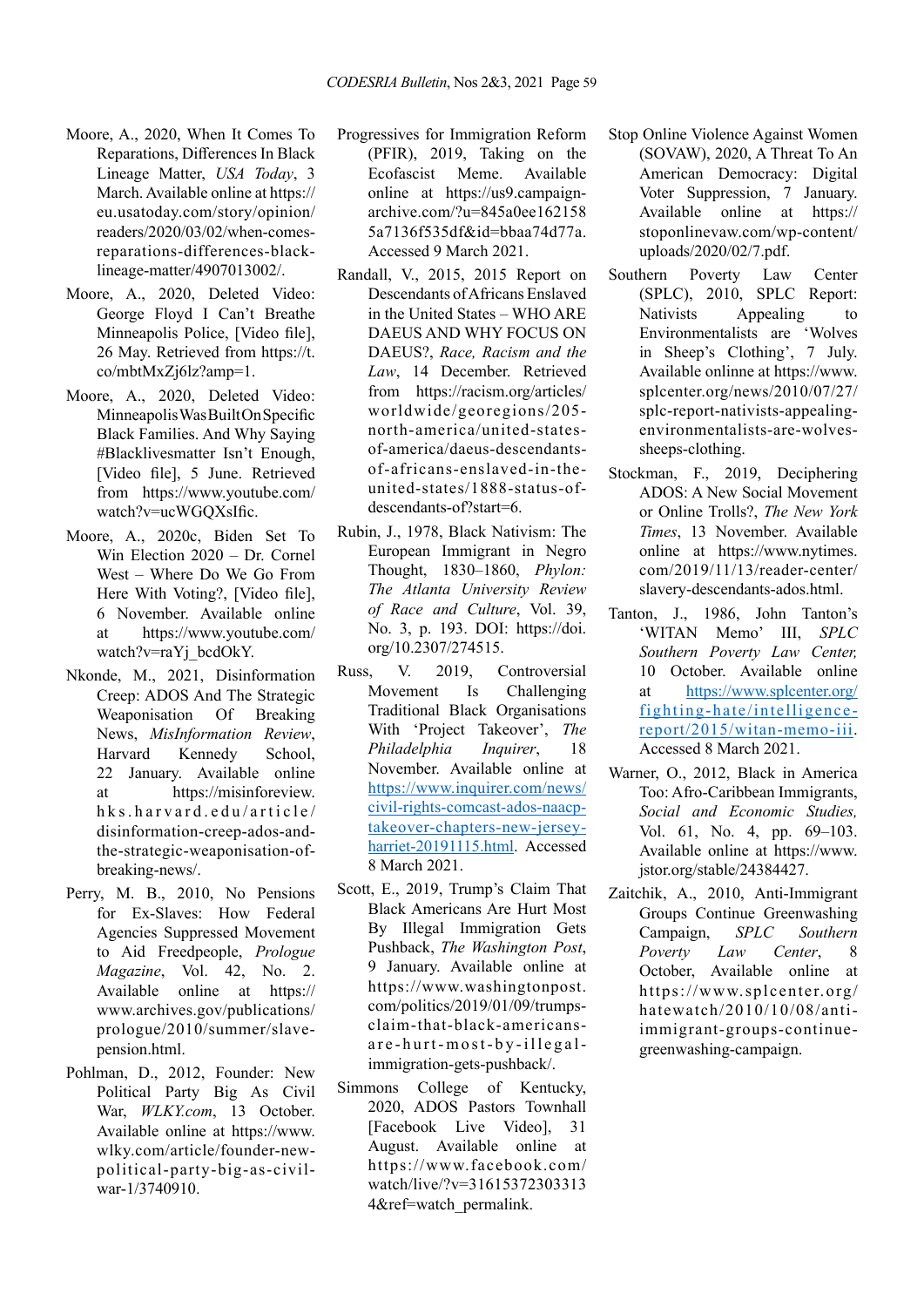Moore, A., 2020, When It Comes To Reparations, Differences In Black Lineage Matter, *USA Today*, 3 March. Available online at https://eu.usatoday.com/story/opinion/readers/2020/03/02/when-comes-reparations-differences-black-lineage-matter/4907013002/.

Moore, A., 2020, Deleted Video: George Floyd I Can't Breathe Minneapolis Police, [Video file], 26 May. Retrieved from https://t.co/mbtMxZj6lz?amp=1.

Moore, A., 2020, Deleted Video: Minneapolis Was Built On Specific Black Families. And Why Saying #Blacklivesmatter Isn't Enough, [Video file], 5 June. Retrieved from https://www.youtube.com/watch?v=ucWGQXsIfic.

Moore, A., 2020c, Biden Set To Win Election 2020 – Dr. Cornel West – Where Do We Go From Here With Voting?, [Video file], 6 November. Available online at https://www.youtube.com/watch?v=raYj_bcdOkY.

Nkonde, M., 2021, Disinformation Creep: ADOS And The Strategic Weaponisation Of Breaking News, *MisInformation Review*, Harvard Kennedy School, 22 January. Available online at https://misinforeview.hks.harvard.edu/article/disinformation-creep-ados-and-the-strategic-weaponisation-of-breaking-news/.

Perry, M. B., 2010, No Pensions for Ex-Slaves: How Federal Agencies Suppressed Movement to Aid Freedpeople, *Prologue Magazine*, Vol. 42, No. 2. Available online at https://www.archives.gov/publications/prologue/2010/summer/slave-pension.html.

Pohlman, D., 2012, Founder: New Political Party Big As Civil War, *WLKY.com*, 13 October. Available online at https://www.wlky.com/article/founder-new-political-party-big-as-civil-war-1/3740910.

Progressives for Immigration Reform (PFIR), 2019, Taking on the Ecofascist Meme. Available online at https://us9.campaign-archive.com/?u=845a0ee1621585a7136f535df&id=bbaa74d77a. Accessed 9 March 2021.

Randall, V., 2015, 2015 Report on Descendants of Africans Enslaved in the United States – WHO ARE DAEUS AND WHY FOCUS ON DAEUS?, *Race, Racism and the Law*, 14 December. Retrieved from https://racism.org/articles/worldwide/georegions/205-north-america/united-states-of-america/daeus-descendants-of-africans-enslaved-in-the-united-states/1888-status-of-descendants-of?start=6.

Rubin, J., 1978, Black Nativism: The European Immigrant in Negro Thought, 1830–1860, *Phylon: The Atlanta University Review of Race and Culture*, Vol. 39, No. 3, p. 193. DOI: https://doi.org/10.2307/274515.

Russ, V. 2019, Controversial Movement Is Challenging Traditional Black Organisations With 'Project Takeover', *The Philadelphia Inquirer*, 18 November. Available online at https://www.inquirer.com/news/civil-rights-comcast-ados-naacp-takeover-chapters-new-jersey-harriet-20191115.html. Accessed 8 March 2021.

Scott, E., 2019, Trump's Claim That Black Americans Are Hurt Most By Illegal Immigration Gets Pushback, *The Washington Post*, 9 January. Available online at https://www.washingtonpost.com/politics/2019/01/09/trumps-claim-that-black-americans-are-hurt-most-by-illegal-immigration-gets-pushback/.

Simmons College of Kentucky, 2020, ADOS Pastors Townhall [Facebook Live Video], 31 August. Available online at https://www.facebook.com/watch/live/?v=316153723033134&ref=watch_permalink.

Stop Online Violence Against Women (SOVAW), 2020, A Threat To An American Democracy: Digital Voter Suppression, 7 January. Available online at https://stoponlinevaw.com/wp-content/uploads/2020/02/7.pdf.

Southern Poverty Law Center (SPLC), 2010, SPLC Report: Nativists Appealing to Environmentalists are 'Wolves in Sheep's Clothing', 7 July. Available onlinne at https://www.splcenter.org/news/2010/07/27/splc-report-nativists-appealing-environmentalists-are-wolves-sheeps-clothing.

Stockman, F., 2019, Deciphering ADOS: A New Social Movement or Online Trolls?, *The New York Times*, 13 November. Available online at https://www.nytimes.com/2019/11/13/reader-center/slavery-descendants-ados.html.

Tanton, J., 1986, John Tanton's 'WITAN Memo' III, *SPLC Southern Poverty Law Center,* 10 October. Available online at https://www.splcenter.org/fighting-hate/intelligence-report/2015/witan-memo-iii. Accessed 8 March 2021.

Warner, O., 2012, Black in America Too: Afro-Caribbean Immigrants, *Social and Economic Studies,* Vol. 61, No. 4, pp. 69–103. Available online at https://www.jstor.org/stable/24384427.

Zaitchik, A., 2010, Anti-Immigrant Groups Continue Greenwashing Campaign, *SPLC Southern Poverty Law Center*, 8 October, Available online at https://www.splcenter.org/hatewatch/2010/10/08/anti-immigrant-groups-continue-greenwashing-campaign.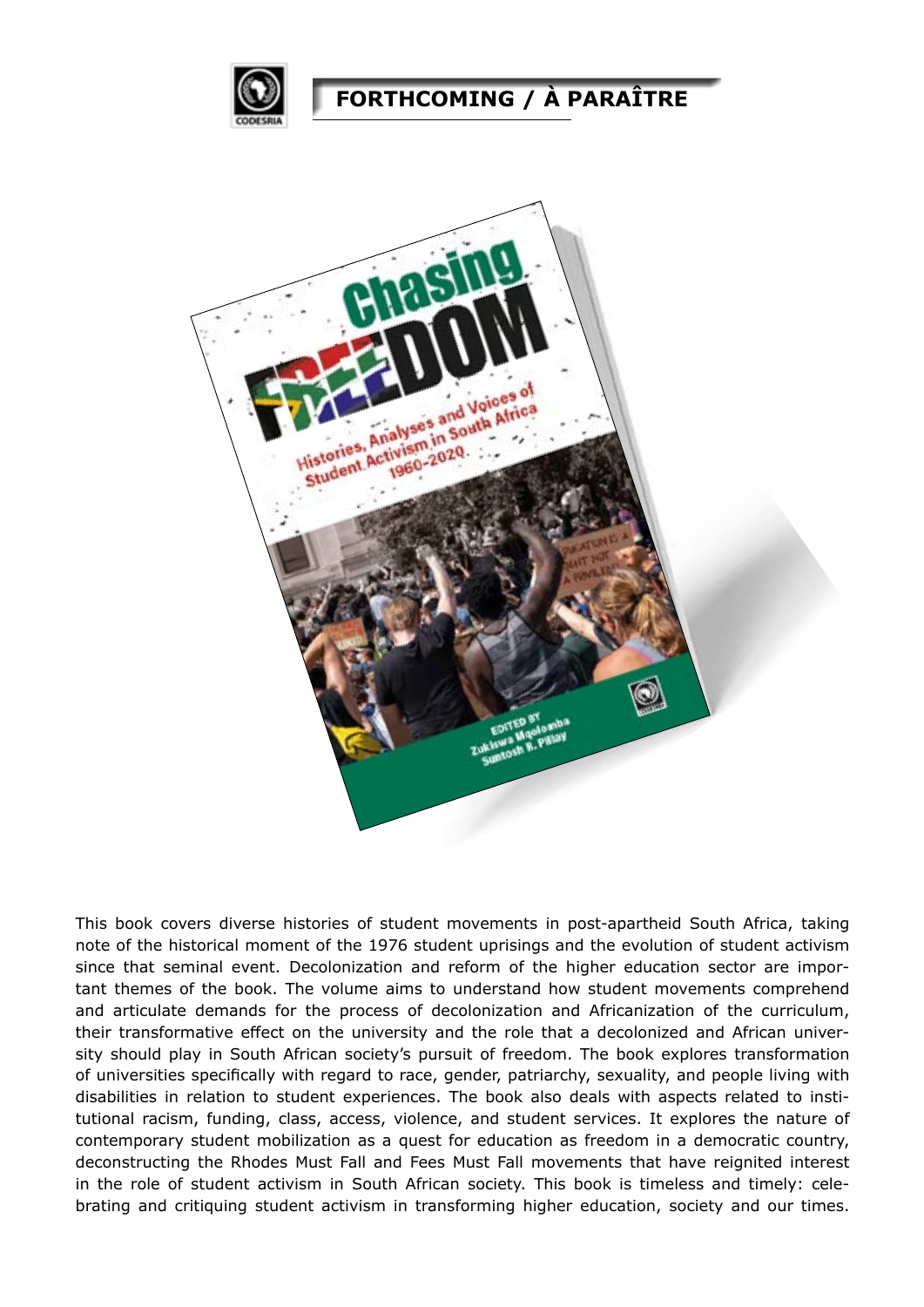**FORTHCOMING / À PARAÎTRE**

This book covers diverse histories of student movements in post-apartheid South Africa, taking note of the historical moment of the 1976 student uprisings and the evolution of student activism since that seminal event. Decolonization and reform of the higher education sector are important themes of the book. The volume aims to understand how student movements comprehend and articulate demands for the process of decolonization and Africanization of the curriculum, their transformative effect on the university and the role that a decolonized and African university should play in South African society's pursuit of freedom. The book explores transformation of universities specifically with regard to race, gender, patriarchy, sexuality, and people living with disabilities in relation to student experiences. The book also deals with aspects related to institutional racism, funding, class, access, violence, and student services. It explores the nature of contemporary student mobilization as a quest for education as freedom in a democratic country, deconstructing the Rhodes Must Fall and Fees Must Fall movements that have reignited interest in the role of student activism in South African society. This book is timeless and timely: celebrating and critiquing student activism in transforming higher education, society and our times.